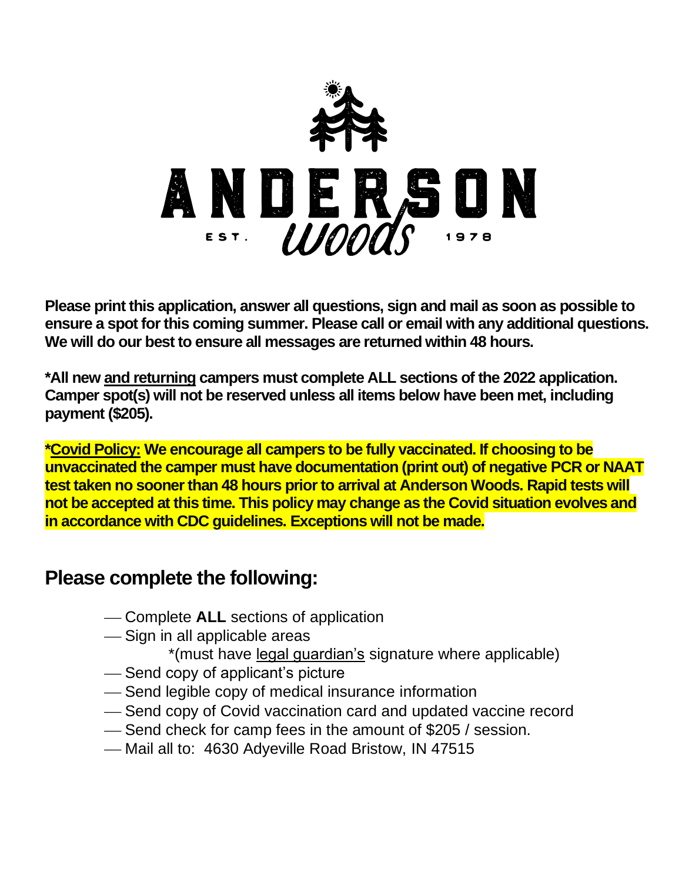# ANDERSON Woods

EST. 1978

**Please print this application, answer all questions, sign and mail as soon as possible to ensure a spot for this coming summer. Please call or email with any additional questions. We will do our best to ensure all messages are returned within 48 hours.**

**\*All new <u>and returning</u> campers must complete ALL sections of the 2022 application. Camper spot(s) will not be reserved unless all items below have been met, including payment ($205).**

**\*<u>Covid Policy:</u> We encourage all campers to be fully vaccinated. If choosing to be unvaccinated the camper must have documentation (print out) of negative PCR or NAAT test taken no sooner than 48 hours prior to arrival at Anderson Woods. Rapid tests will not be accepted at this time. This policy may change as the Covid situation evolves and in accordance with CDC guidelines. Exceptions will not be made.**

## Please complete the following:

- Complete **ALL** sections of application
- Sign in all applicable areas
  - \*(must have <u>legal guardian's</u> signature where applicable)
- Send copy of applicant's picture
- Send legible copy of medical insurance information
- Send copy of Covid vaccination card and updated vaccine record
- Send check for camp fees in the amount of $205 / session.
- Mail all to: 4630 Adyeville Road Bristow, IN 47515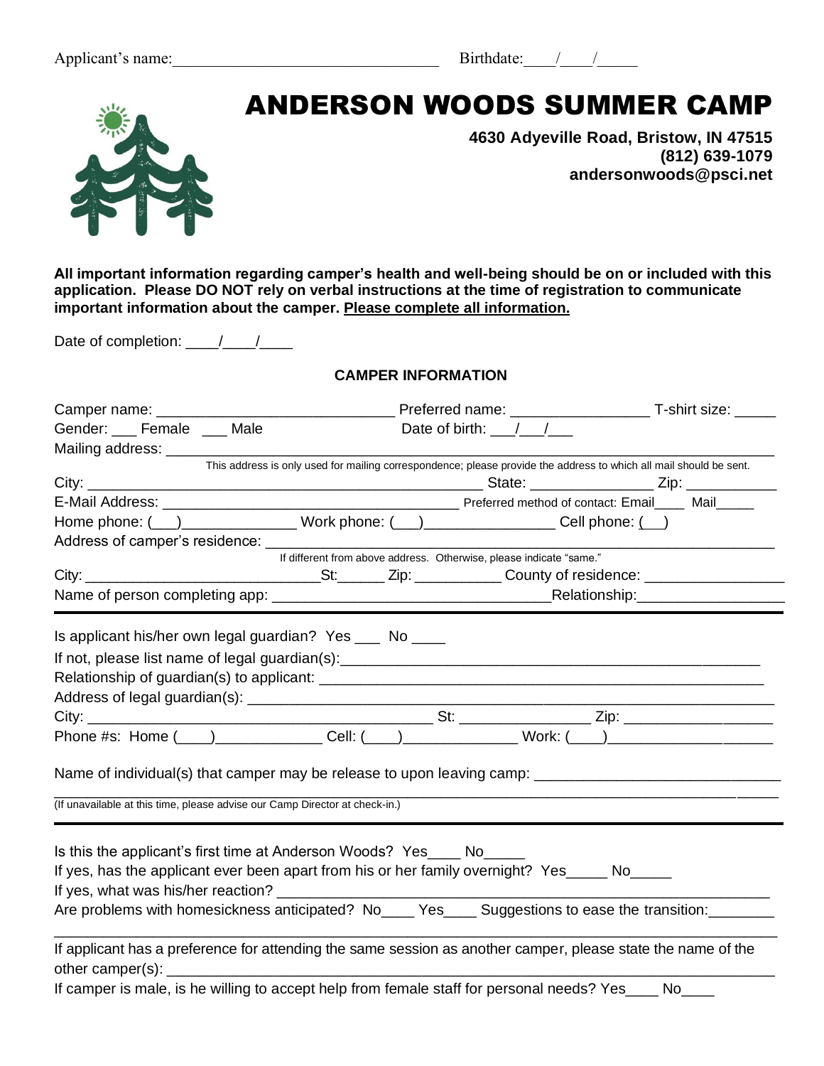Applicant's name:_______________________________ Birthdate:____/____/_____

# ANDERSON WOODS SUMMER CAMP

**4630 Adyeville Road, Bristow, IN 47515**
**(812) 639-1079**
**andersonwoods@psci.net**

**All important information regarding camper's health and well-being should be on or included with this application. Please DO NOT rely on verbal instructions at the time of registration to communicate important information about the camper. Please complete all information.**

Date of completion: ____/____/____

**CAMPER INFORMATION**

Camper name: ____________________________ Preferred name: ________________ T-shirt size: _____

Gender: ___ Female ___ Male Date of birth: ___/___/___

Mailing address: ______________________________________________________________________

This address is only used for mailing correspondence; please provide the address to which all mail should be sent.

City: _______________________________________________ State: _______________ Zip: ___________

E-Mail Address: _____________________________________ Preferred method of contact: Email____ Mail_____

Home phone: (___)______________ Work phone: (___)________________ Cell phone: (___)

Address of camper's residence: ________________________________________________________

If different from above address. Otherwise, please indicate "same."

City: ____________________________St:______ Zip: __________ County of residence: _________________

Name of person completing app: _________________________________Relationship:_________________

Is applicant his/her own legal guardian? Yes ___ No ____

If not, please list name of legal guardian(s):_____________________________________________________

Relationship of guardian(s) to applicant: ________________________________________________________

Address of legal guardian(s): _____________________________________________________________

City: __________________________________________ St: _______________ Zip: _________________

Phone #s: Home (____)_____________ Cell: (____)_____________ Work: (____)___________________

Name of individual(s) that camper may be release to upon leaving camp: _____________________________

_____________________________________________________________________________________

(If unavailable at this time, please advise our Camp Director at check-in.)

Is this the applicant's first time at Anderson Woods? Yes____ No_____

If yes, has the applicant ever been apart from his or her family overnight? Yes_____ No_____

If yes, what was his/her reaction? ______________________________________________________________

Are problems with homesickness anticipated? No____ Yes____ Suggestions to ease the transition:________

_____________________________________________________________________________________

If applicant has a preference for attending the same session as another camper, please state the name of the other camper(s): ___________________________________________________________________________

If camper is male, is he willing to accept help from female staff for personal needs? Yes____ No____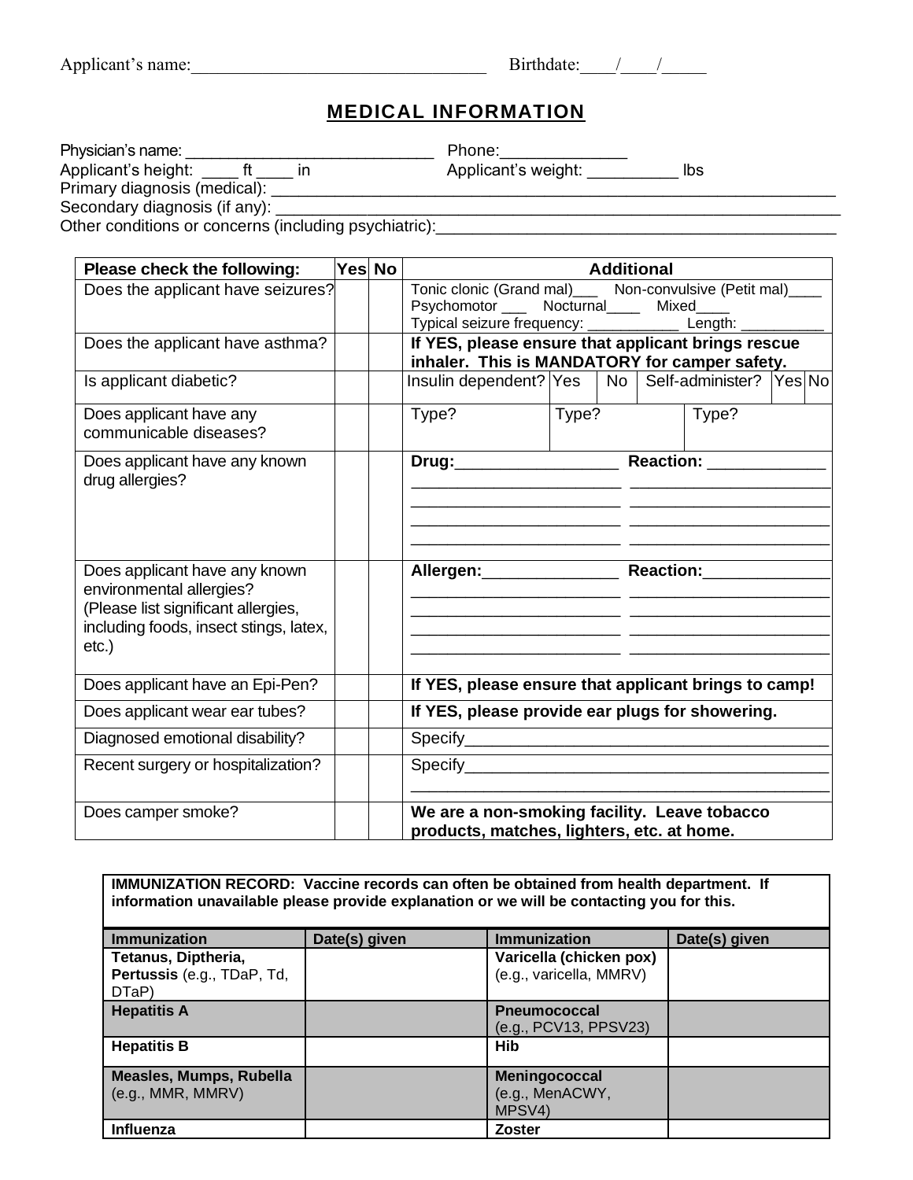Applicant's name:_________________________________ Birthdate:____/____/_____

# MEDICAL INFORMATION

Physician's name: ____________________________ Phone:______________

Applicant's height: ____ ft ____ in Applicant's weight: __________ lbs

Primary diagnosis (medical): ______________________________________________________________

Secondary diagnosis (if any): _____________________________________________________________

Other conditions or concerns (including psychiatric):_____________________________________________

| Please check the following: | Yes | No | Additional |
|---|---|---|---|
| Does the applicant have seizures? | | | Tonic clonic (Grand mal)___ Non-convulsive (Petit mal)____ Psychomotor ___ Nocturnal____ Mixed____ Typical seizure frequency: ___________ Length: __________ |
| Does the applicant have asthma? | | | **If YES, please ensure that applicant brings rescue inhaler. This is MANDATORY for camper safety.** |
| Is applicant diabetic? | | | Insulin dependent? Yes \| No \| Self-administer? Yes \| No |
| Does applicant have any communicable diseases? | | | Type? \| Type? \| Type? |
| Does applicant have any known drug allergies? | | | **Drug:**_________________ **Reaction:** _____________ |
| Does applicant have any known environmental allergies? (Please list significant allergies, including foods, insect stings, latex, etc.) | | | **Allergen:**_______________ **Reaction:**______________ |
| Does applicant have an Epi-Pen? | | | **If YES, please ensure that applicant brings to camp!** |
| Does applicant wear ear tubes? | | | **If YES, please provide ear plugs for showering.** |
| Diagnosed emotional disability? | | | Specify_________________________________________ |
| Recent surgery or hospitalization? | | | Specify_________________________________________ |
| Does camper smoke? | | | **We are a non-smoking facility. Leave tobacco products, matches, lighters, etc. at home.** |

**IMMUNIZATION RECORD: Vaccine records can often be obtained from health department. If information unavailable please provide explanation or we will be contacting you for this.**

| Immunization | Date(s) given | Immunization | Date(s) given |
|---|---|---|---|
| **Tetanus, Diptheria, Pertussis** (e.g., TDaP, Td, DTaP) | | **Varicella (chicken pox)** (e.g., varicella, MMRV) | |
| **Hepatitis A** | | **Pneumococcal** (e.g., PCV13, PPSV23) | |
| **Hepatitis B** | | **Hib** | |
| **Measles, Mumps, Rubella** (e.g., MMR, MMRV) | | **Meningococcal** (e.g., MenACWY, MPSV4) | |
| **Influenza** | | **Zoster** | |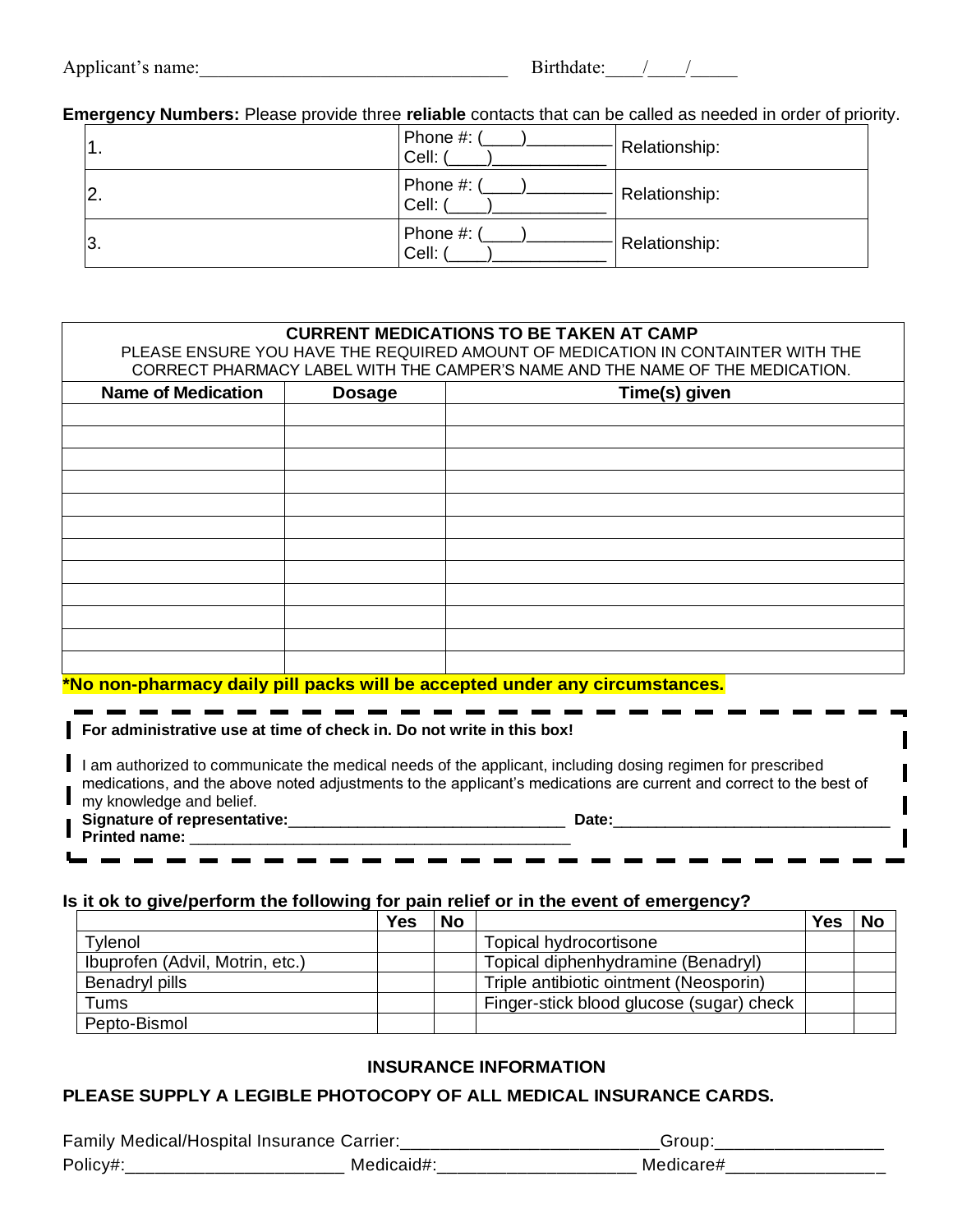Applicant's name:_________________________________ Birthdate:____/____/_____

**Emergency Numbers:** Please provide three **reliable** contacts that can be called as needed in order of priority.

| | | |
|---|---|---|
| 1. | Phone #: (\_\_\_\_)\_\_\_\_\_\_\_\_\_ Cell: (\_\_\_\_)\_\_\_\_\_\_\_\_\_\_\_\_ | Relationship: |
| 2. | Phone #: (\_\_\_\_)\_\_\_\_\_\_\_\_\_ Cell: (\_\_\_\_)\_\_\_\_\_\_\_\_\_\_\_\_ | Relationship: |
| 3. | Phone #: (\_\_\_\_)\_\_\_\_\_\_\_\_\_ Cell: (\_\_\_\_)\_\_\_\_\_\_\_\_\_\_\_\_ | Relationship: |

**CURRENT MEDICATIONS TO BE TAKEN AT CAMP**

PLEASE ENSURE YOU HAVE THE REQUIRED AMOUNT OF MEDICATION IN CONTAINTER WITH THE CORRECT PHARMACY LABEL WITH THE CAMPER'S NAME AND THE NAME OF THE MEDICATION.

| Name of Medication | Dosage | Time(s) given |
|---|---|---|
| | | |
| | | |
| | | |
| | | |
| | | |
| | | |
| | | |
| | | |
| | | |
| | | |
| | | |
| | | |

**\*No non-pharmacy daily pill packs will be accepted under any circumstances.**

**For administrative use at time of check in. Do not write in this box!**

I am authorized to communicate the medical needs of the applicant, including dosing regimen for prescribed medications, and the above noted adjustments to the applicant's medications are current and correct to the best of my knowledge and belief.

**Signature of representative:**_______________________________ **Date:**________________________________

**Printed name:** ____________________________________________

**Is it ok to give/perform the following for pain relief or in the event of emergency?**

| | Yes | No | | Yes | No |
|---|---|---|---|---|---|
| Tylenol | | | Topical hydrocortisone | | |
| Ibuprofen (Advil, Motrin, etc.) | | | Topical diphenhydramine (Benadryl) | | |
| Benadryl pills | | | Triple antibiotic ointment (Neosporin) | | |
| Tums | | | Finger-stick blood glucose (sugar) check | | |
| Pepto-Bismol | | | | | |

**INSURANCE INFORMATION**

**PLEASE SUPPLY A LEGIBLE PHOTOCOPY OF ALL MEDICAL INSURANCE CARDS.**

Family Medical/Hospital Insurance Carrier:__________________________Group:_________________

Policy#:______________________ Medicaid#:____________________ Medicare#________________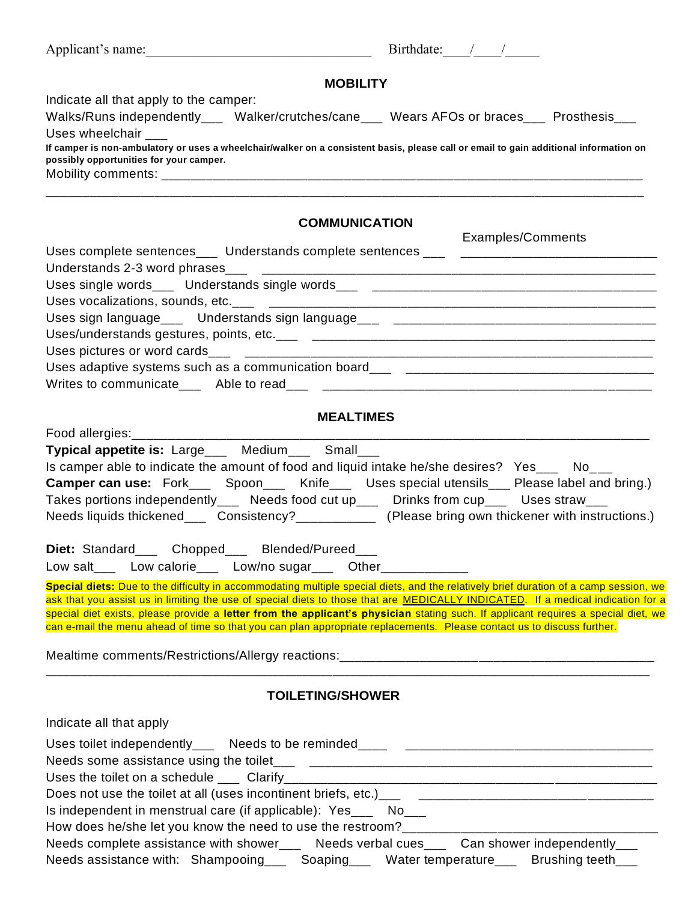Applicant's name:________________________________ Birthdate:____/____/_____

## MOBILITY

Indicate all that apply to the camper:

Walks/Runs independently___ Walker/crutches/cane___ Wears AFOs or braces___ Prosthesis___

Uses wheelchair ___

**If camper is non-ambulatory or uses a wheelchair/walker on a consistent basis, please call or email to gain additional information on possibly opportunities for your camper.**

Mobility comments: ___________________________________________________________________

_____________________________________________________________________________________

## COMMUNICATION

Examples/Comments

Uses complete sentences___ Understands complete sentences ___ ___________________________

Understands 2-3 word phrases___ _______________________________________________________

Uses single words___ Understands single words___ ________________________________________

Uses vocalizations, sounds, etc.___ _____________________________________________________

Uses sign language___ Understands sign language___ _____________________________________

Uses/understands gestures, points, etc.___ _______________________________________________

Uses pictures or word cards___ ________________________________________________________

Uses adaptive systems such as a communication board___ __________________________________

Writes to communicate___ Able to read___ ________________________________________________

## MEALTIMES

Food allergies:______________________________________________________________________

**Typical appetite is:** Large___ Medium___ Small___

Is camper able to indicate the amount of food and liquid intake he/she desires? Yes___ No___

**Camper can use:** Fork___ Spoon___ Knife___ Uses special utensils___ Please label and bring.)

Takes portions independently___ Needs food cut up___ Drinks from cup___ Uses straw___

Needs liquids thickened___ Consistency?___________ (Please bring own thickener with instructions.)

**Diet:** Standard___ Chopped___ Blended/Pureed___

Low salt___ Low calorie___ Low/no sugar___ Other____________

**Special diets:** Due to the difficulty in accommodating multiple special diets, and the relatively brief duration of a camp session, we ask that you assist us in limiting the use of special diets to those that are MEDICALLY INDICATED. If a medical indication for a special diet exists, please provide a **letter from the applicant's physician** stating such. If applicant requires a special diet, we can e-mail the menu ahead of time so that you can plan appropriate replacements. Please contact us to discuss further.

Mealtime comments/Restrictions/Allergy reactions:___________________________________________

_____________________________________________________________________________________

## TOILETING/SHOWER

Indicate all that apply

Uses toilet independently___ Needs to be reminded____ ___________________________________

Needs some assistance using the toilet___ ________________________________________________

Uses the toilet on a schedule ___ Clarify__________________________________________________

Does not use the toilet at all (uses incontinent briefs, etc.)___ ________________________________

Is independent in menstrual care (if applicable): Yes___ No___

How does he/she let you know the need to use the restroom?__________________________________

Needs complete assistance with shower___ Needs verbal cues___ Can shower independently___

Needs assistance with: Shampooing___ Soaping___ Water temperature___ Brushing teeth___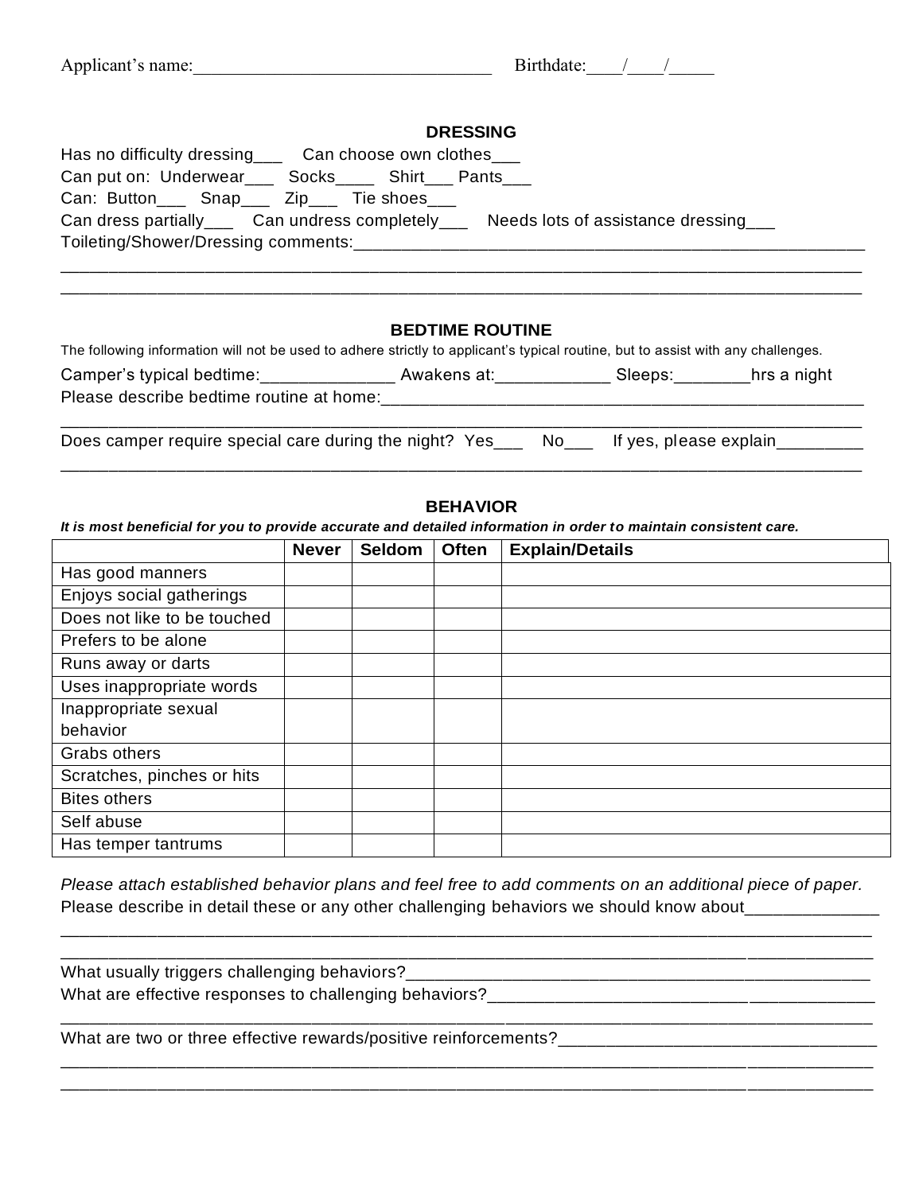Applicant's name:________________________________ Birthdate:____/____/_____

## DRESSING

Has no difficulty dressing___ Can choose own clothes___

Can put on: Underwear___ Socks____ Shirt___ Pants___

Can: Button___ Snap___ Zip___ Tie shoes___

Can dress partially___ Can undress completely___ Needs lots of assistance dressing___

Toileting/Shower/Dressing comments:_______________________________________________________

_____________________________________________________________________________________

_____________________________________________________________________________________

## BEDTIME ROUTINE

The following information will not be used to adhere strictly to applicant's typical routine, but to assist with any challenges.

Camper's typical bedtime:______________ Awakens at:____________ Sleeps:________hrs a night

Please describe bedtime routine at home:____________________________________________________

_____________________________________________________________________________________

Does camper require special care during the night? Yes___ No___ If yes, please explain_________

_____________________________________________________________________________________

## BEHAVIOR

***It is most beneficial for you to provide accurate and detailed information in order to maintain consistent care.***

| | Never | Seldom | Often | Explain/Details |
|---|---|---|---|---|
| Has good manners | | | | |
| Enjoys social gatherings | | | | |
| Does not like to be touched | | | | |
| Prefers to be alone | | | | |
| Runs away or darts | | | | |
| Uses inappropriate words | | | | |
| Inappropriate sexual behavior | | | | |
| Grabs others | | | | |
| Scratches, pinches or hits | | | | |
| Bites others | | | | |
| Self abuse | | | | |
| Has temper tantrums | | | | |

*Please attach established behavior plans and feel free to add comments on an additional piece of paper.*

Please describe in detail these or any other challenging behaviors we should know about______________

_____________________________________________________________________________________

_____________________________________________________________________________________

What usually triggers challenging behaviors?____________________________________________________

What are effective responses to challenging behaviors?____________________________________________

_____________________________________________________________________________________

What are two or three effective rewards/positive reinforcements?___________________________________

_____________________________________________________________________________________

_____________________________________________________________________________________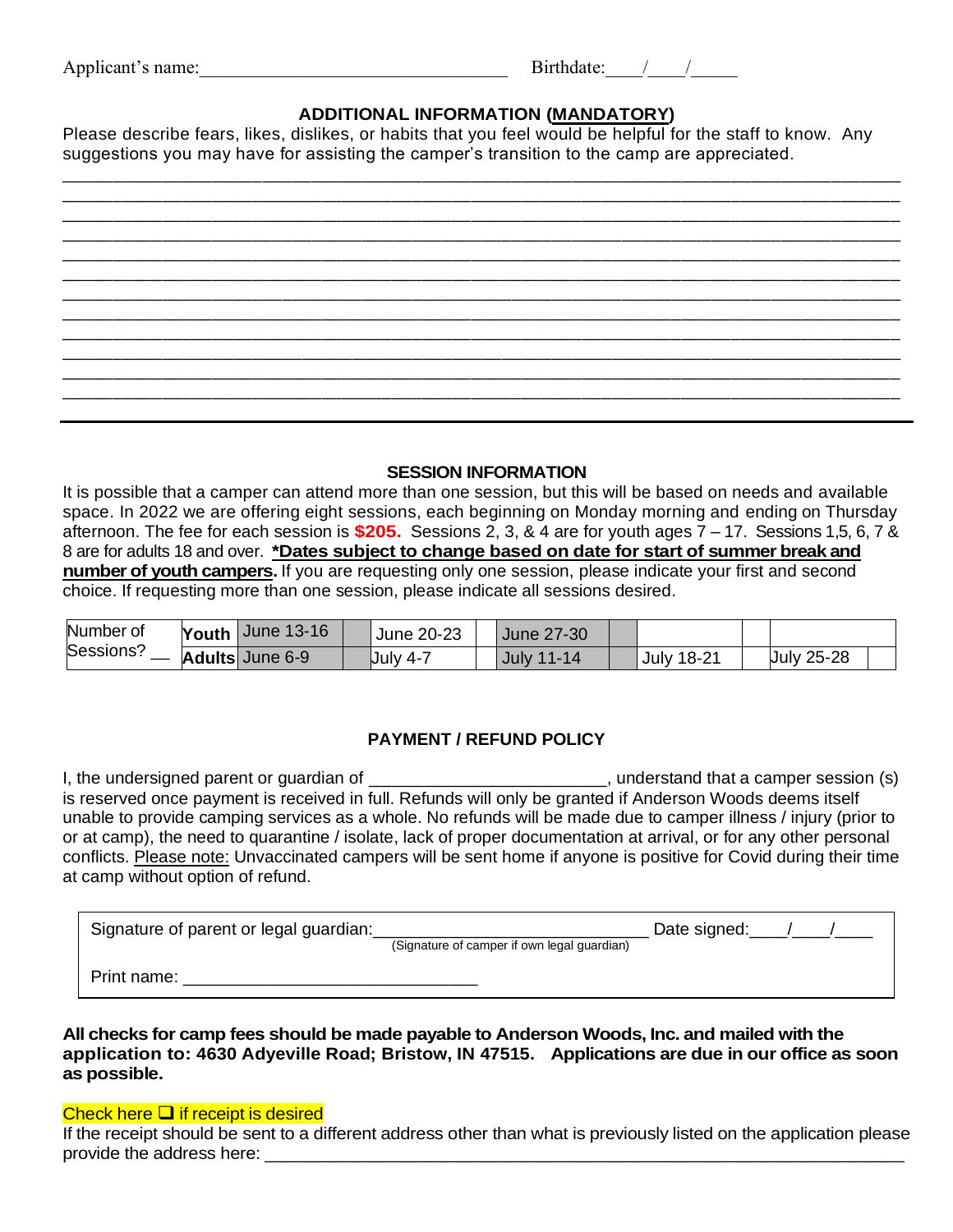Applicant's name:_________________________________ Birthdate:____/____/_____

## ADDITIONAL INFORMATION (MANDATORY)

Please describe fears, likes, dislikes, or habits that you feel would be helpful for the staff to know. Any suggestions you may have for assisting the camper's transition to the camp are appreciated.

_______________________________________________________________________________

_______________________________________________________________________________

_______________________________________________________________________________

_______________________________________________________________________________

_______________________________________________________________________________

_______________________________________________________________________________

_______________________________________________________________________________

_______________________________________________________________________________

_______________________________________________________________________________

_______________________________________________________________________________

_______________________________________________________________________________

_______________________________________________________________________________

## SESSION INFORMATION

It is possible that a camper can attend more than one session, but this will be based on needs and available space. In 2022 we are offering eight sessions, each beginning on Monday morning and ending on Thursday afternoon. The fee for each session is **$205.** Sessions 2, 3, & 4 are for youth ages 7 – 17. Sessions 1,5, 6, 7 & 8 are for adults 18 and over. **\*Dates subject to change based on date for start of summer break and number of youth campers.** If you are requesting only one session, please indicate your first and second choice. If requesting more than one session, please indicate all sessions desired.

| Number of Sessions? __ | | | | | | | | | | |
|---|---|---|---|---|---|---|---|---|---|---|
| | **Youth** | June 13-16 | | June 20-23 | | June 27-30 | | | | |
| | **Adults** | June 6-9 | | July 4-7 | | July 11-14 | | July 18-21 | | July 25-28 | |

## PAYMENT / REFUND POLICY

I, the undersigned parent or guardian of ________________________, understand that a camper session (s) is reserved once payment is received in full. Refunds will only be granted if Anderson Woods deems itself unable to provide camping services as a whole. No refunds will be made due to camper illness / injury (prior to or at camp), the need to quarantine / isolate, lack of proper documentation at arrival, or for any other personal conflicts. Please note: Unvaccinated campers will be sent home if anyone is positive for Covid during their time at camp without option of refund.

Signature of parent or legal guardian:____________________________ Date signed:____/____/____
(Signature of camper if own legal guardian)

Print name: ______________________________

**All checks for camp fees should be made payable to Anderson Woods, Inc. and mailed with the application to: 4630 Adyeville Road; Bristow, IN 47515. Applications are due in our office as soon as possible.**

Check here ☐ if receipt is desired

If the receipt should be sent to a different address other than what is previously listed on the application please provide the address here: ________________________________________________________________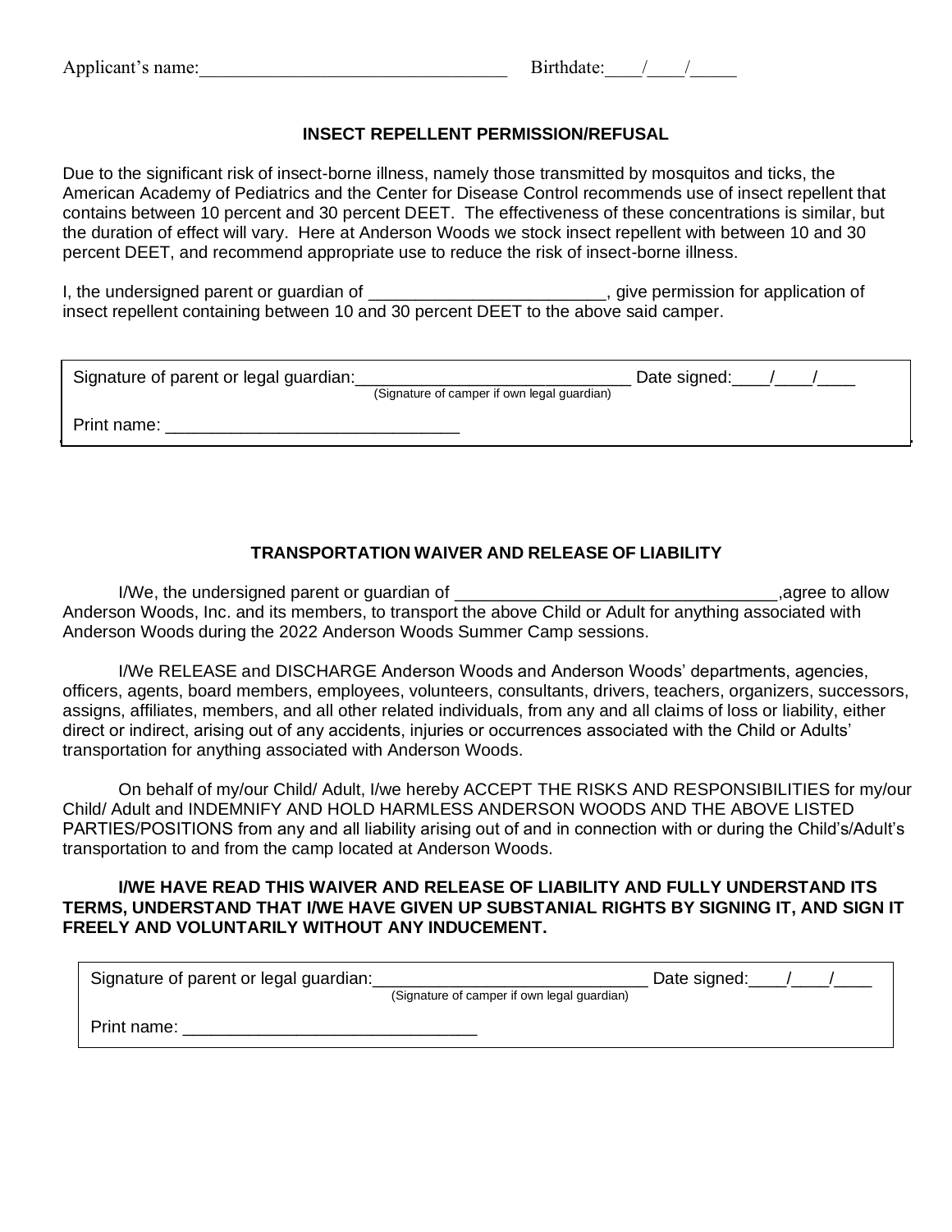Applicant's name:_______________________________ Birthdate:____/____/_____

### INSECT REPELLENT PERMISSION/REFUSAL

Due to the significant risk of insect-borne illness, namely those transmitted by mosquitos and ticks, the American Academy of Pediatrics and the Center for Disease Control recommends use of insect repellent that contains between 10 percent and 30 percent DEET. The effectiveness of these concentrations is similar, but the duration of effect will vary. Here at Anderson Woods we stock insect repellent with between 10 and 30 percent DEET, and recommend appropriate use to reduce the risk of insect-borne illness.

I, the undersigned parent or guardian of ________________________, give permission for application of insect repellent containing between 10 and 30 percent DEET to the above said camper.

Signature of parent or legal guardian:____________________________ Date signed:____/____/____
(Signature of camper if own legal guardian)

Print name: ______________________________

### TRANSPORTATION WAIVER AND RELEASE OF LIABILITY

I/We, the undersigned parent or guardian of _________________________________,agree to allow Anderson Woods, Inc. and its members, to transport the above Child or Adult for anything associated with Anderson Woods during the 2022 Anderson Woods Summer Camp sessions.

I/We RELEASE and DISCHARGE Anderson Woods and Anderson Woods' departments, agencies, officers, agents, board members, employees, volunteers, consultants, drivers, teachers, organizers, successors, assigns, affiliates, members, and all other related individuals, from any and all claims of loss or liability, either direct or indirect, arising out of any accidents, injuries or occurrences associated with the Child or Adults' transportation for anything associated with Anderson Woods.

On behalf of my/our Child/ Adult, I/we hereby ACCEPT THE RISKS AND RESPONSIBILITIES for my/our Child/ Adult and INDEMNIFY AND HOLD HARMLESS ANDERSON WOODS AND THE ABOVE LISTED PARTIES/POSITIONS from any and all liability arising out of and in connection with or during the Child's/Adult's transportation to and from the camp located at Anderson Woods.

**I/WE HAVE READ THIS WAIVER AND RELEASE OF LIABILITY AND FULLY UNDERSTAND ITS TERMS, UNDERSTAND THAT I/WE HAVE GIVEN UP SUBSTANIAL RIGHTS BY SIGNING IT, AND SIGN IT FREELY AND VOLUNTARILY WITHOUT ANY INDUCEMENT.**

Signature of parent or legal guardian:____________________________ Date signed:____/____/____
(Signature of camper if own legal guardian)

Print name: ______________________________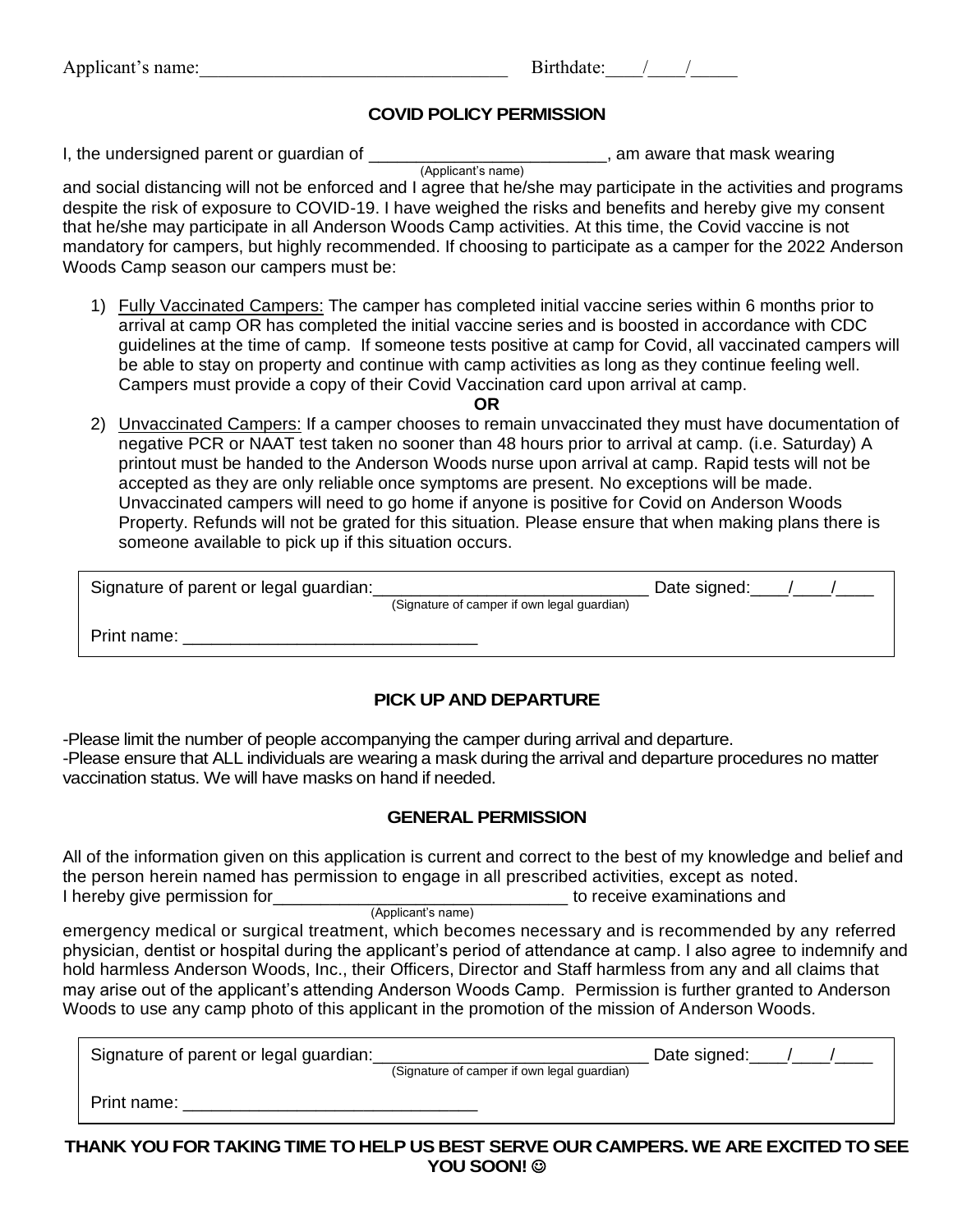Applicant's name:________________________________ Birthdate:____/____/_____

## COVID POLICY PERMISSION

I, the undersigned parent or guardian of ________________________ (Applicant's name), am aware that mask wearing and social distancing will not be enforced and I agree that he/she may participate in the activities and programs despite the risk of exposure to COVID-19. I have weighed the risks and benefits and hereby give my consent that he/she may participate in all Anderson Woods Camp activities. At this time, the Covid vaccine is not mandatory for campers, but highly recommended. If choosing to participate as a camper for the 2022 Anderson Woods Camp season our campers must be:

1) Fully Vaccinated Campers: The camper has completed initial vaccine series within 6 months prior to arrival at camp OR has completed the initial vaccine series and is boosted in accordance with CDC guidelines at the time of camp. If someone tests positive at camp for Covid, all vaccinated campers will be able to stay on property and continue with camp activities as long as they continue feeling well. Campers must provide a copy of their Covid Vaccination card upon arrival at camp.

**OR**

2) Unvaccinated Campers: If a camper chooses to remain unvaccinated they must have documentation of negative PCR or NAAT test taken no sooner than 48 hours prior to arrival at camp. (i.e. Saturday) A printout must be handed to the Anderson Woods nurse upon arrival at camp. Rapid tests will not be accepted as they are only reliable once symptoms are present. No exceptions will be made. Unvaccinated campers will need to go home if anyone is positive for Covid on Anderson Woods Property. Refunds will not be grated for this situation. Please ensure that when making plans there is someone available to pick up if this situation occurs.

Signature of parent or legal guardian:____________________________ Date signed:____/____/____
(Signature of camper if own legal guardian)

Print name: ______________________________

## PICK UP AND DEPARTURE

-Please limit the number of people accompanying the camper during arrival and departure.
-Please ensure that ALL individuals are wearing a mask during the arrival and departure procedures no matter vaccination status. We will have masks on hand if needed.

## GENERAL PERMISSION

All of the information given on this application is current and correct to the best of my knowledge and belief and the person herein named has permission to engage in all prescribed activities, except as noted.
I hereby give permission for______________________________ (Applicant's name) to receive examinations and emergency medical or surgical treatment, which becomes necessary and is recommended by any referred physician, dentist or hospital during the applicant's period of attendance at camp. I also agree to indemnify and hold harmless Anderson Woods, Inc., their Officers, Director and Staff harmless from any and all claims that may arise out of the applicant's attending Anderson Woods Camp. Permission is further granted to Anderson Woods to use any camp photo of this applicant in the promotion of the mission of Anderson Woods.

Signature of parent or legal guardian:____________________________ Date signed:____/____/____
(Signature of camper if own legal guardian)

Print name: ______________________________

**THANK YOU FOR TAKING TIME TO HELP US BEST SERVE OUR CAMPERS. WE ARE EXCITED TO SEE YOU SOON! ☺**